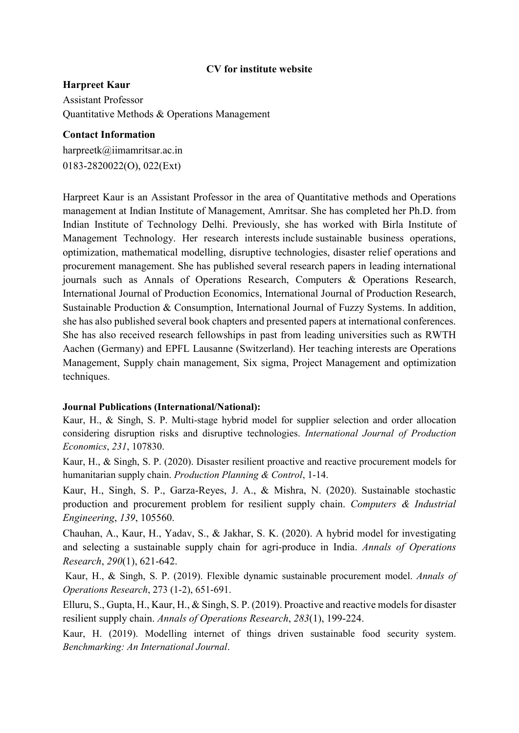**CV for institute website**

**Harpreet Kaur**

Assistant Professor

Quantitative Methods & Operations Management

**Contact Information**

harpreetk@iimamritsar.ac.in

0183-2820022(O), 022(Ext)

Harpreet Kaur is an Assistant Professor in the area of Quantitative methods and Operations management at Indian Institute of Management, Amritsar. She has completed her Ph.D. from Indian Institute of Technology Delhi. Previously, she has worked with Birla Institute of Management Technology. Her research interests include sustainable business operations, optimization, mathematical modelling, disruptive technologies, disaster relief operations and procurement management. She has published several research papers in leading international journals such as Annals of Operations Research, Computers & Operations Research, International Journal of Production Economics, International Journal of Production Research, Sustainable Production & Consumption, International Journal of Fuzzy Systems. In addition, she has also published several book chapters and presented papers at international conferences. She has also received research fellowships in past from leading universities such as RWTH Aachen (Germany) and EPFL Lausanne (Switzerland). Her teaching interests are Operations Management, Supply chain management, Six sigma, Project Management and optimization techniques.

**Journal Publications (International/National):**

Kaur, H., & Singh, S. P. Multi-stage hybrid model for supplier selection and order allocation considering disruption risks and disruptive technologies. *International Journal of Production Economics*, *231*, 107830.

Kaur, H., & Singh, S. P. (2020). Disaster resilient proactive and reactive procurement models for humanitarian supply chain. *Production Planning & Control*, 1-14.

Kaur, H., Singh, S. P., Garza-Reyes, J. A., & Mishra, N. (2020). Sustainable stochastic production and procurement problem for resilient supply chain. *Computers & Industrial Engineering*, *139*, 105560.

Chauhan, A., Kaur, H., Yadav, S., & Jakhar, S. K. (2020). A hybrid model for investigating and selecting a sustainable supply chain for agri-produce in India. *Annals of Operations Research*, *290*(1), 621-642.

Kaur, H., & Singh, S. P. (2019). Flexible dynamic sustainable procurement model. *Annals of Operations Research*, 273 (1-2), 651-691.

Elluru, S., Gupta, H., Kaur, H., & Singh, S. P. (2019). Proactive and reactive models for disaster resilient supply chain. *Annals of Operations Research*, *283*(1), 199-224.

Kaur, H. (2019). Modelling internet of things driven sustainable food security system. *Benchmarking: An International Journal*.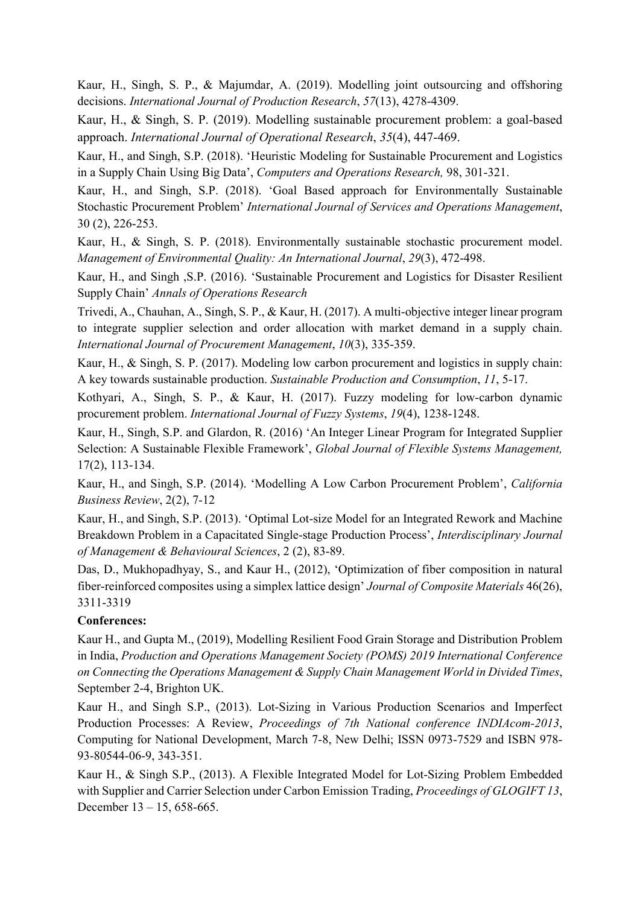Kaur, H., Singh, S. P., & Majumdar, A. (2019). Modelling joint outsourcing and offshoring decisions. *International Journal of Production Research*, *57*(13), 4278-4309.

Kaur, H., & Singh, S. P. (2019). Modelling sustainable procurement problem: a goal-based approach. *International Journal of Operational Research*, *35*(4), 447-469.

Kaur, H., and Singh, S.P. (2018). 'Heuristic Modeling for Sustainable Procurement and Logistics in a Supply Chain Using Big Data', *Computers and Operations Research,* 98, 301-321.

Kaur, H., and Singh, S.P. (2018). 'Goal Based approach for Environmentally Sustainable Stochastic Procurement Problem' *International Journal of Services and Operations Management*, 30 (2), 226-253.

Kaur, H., & Singh, S. P. (2018). Environmentally sustainable stochastic procurement model. *Management of Environmental Quality: An International Journal*, *29*(3), 472-498.

Kaur, H., and Singh ,S.P. (2016). 'Sustainable Procurement and Logistics for Disaster Resilient Supply Chain' *Annals of Operations Research*

Trivedi, A., Chauhan, A., Singh, S. P., & Kaur, H. (2017). A multi-objective integer linear program to integrate supplier selection and order allocation with market demand in a supply chain. *International Journal of Procurement Management*, *10*(3), 335-359.

Kaur, H., & Singh, S. P. (2017). Modeling low carbon procurement and logistics in supply chain: A key towards sustainable production. *Sustainable Production and Consumption*, *11*, 5-17.

Kothyari, A., Singh, S. P., & Kaur, H. (2017). Fuzzy modeling for low-carbon dynamic procurement problem. *International Journal of Fuzzy Systems*, *19*(4), 1238-1248.

Kaur, H., Singh, S.P. and Glardon, R. (2016) 'An Integer Linear Program for Integrated Supplier Selection: A Sustainable Flexible Framework', *Global Journal of Flexible Systems Management,* 17(2), 113-134.

Kaur, H., and Singh, S.P. (2014). 'Modelling A Low Carbon Procurement Problem', *California Business Review*, 2(2), 7-12

Kaur, H., and Singh, S.P. (2013). 'Optimal Lot-size Model for an Integrated Rework and Machine Breakdown Problem in a Capacitated Single-stage Production Process', *Interdisciplinary Journal of Management & Behavioural Sciences*, 2 (2), 83-89.

Das, D., Mukhopadhyay, S., and Kaur H., (2012), 'Optimization of fiber composition in natural fiber-reinforced composites using a simplex lattice design' *Journal of Composite Materials* 46(26), 3311-3319

**Conferences:**

Kaur H., and Gupta M., (2019), Modelling Resilient Food Grain Storage and Distribution Problem in India, *Production and Operations Management Society (POMS) 2019 International Conference on Connecting the Operations Management & Supply Chain Management World in Divided Times*, September 2-4, Brighton UK.

Kaur H., and Singh S.P., (2013). Lot-Sizing in Various Production Scenarios and Imperfect Production Processes: A Review, *Proceedings of 7th National conference INDIAcom-2013*, Computing for National Development, March 7-8, New Delhi; ISSN 0973-7529 and ISBN 978-93-80544-06-9, 343-351.

Kaur H., & Singh S.P., (2013). A Flexible Integrated Model for Lot-Sizing Problem Embedded with Supplier and Carrier Selection under Carbon Emission Trading, *Proceedings of GLOGIFT 13*, December 13 – 15, 658-665.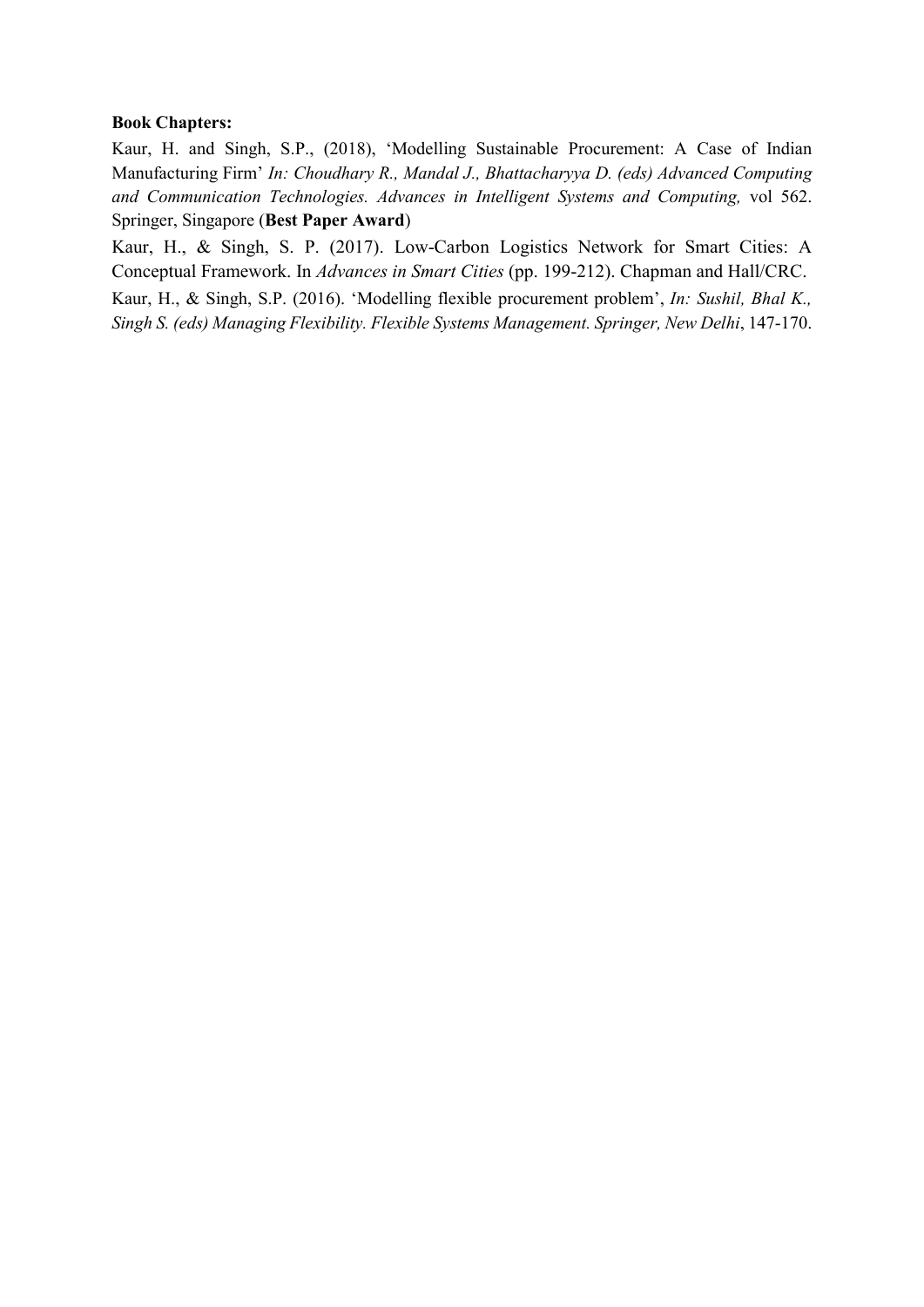**Book Chapters:**

Kaur, H. and Singh, S.P., (2018), 'Modelling Sustainable Procurement: A Case of Indian Manufacturing Firm' *In: Choudhary R., Mandal J., Bhattacharyya D. (eds) Advanced Computing and Communication Technologies. Advances in Intelligent Systems and Computing,* vol 562. Springer, Singapore (**Best Paper Award**)

Kaur, H., & Singh, S. P. (2017). Low-Carbon Logistics Network for Smart Cities: A Conceptual Framework. In *Advances in Smart Cities* (pp. 199-212). Chapman and Hall/CRC.

Kaur, H., & Singh, S.P. (2016). 'Modelling flexible procurement problem', *In: Sushil, Bhal K., Singh S. (eds) Managing Flexibility. Flexible Systems Management. Springer, New Delhi*, 147-170.